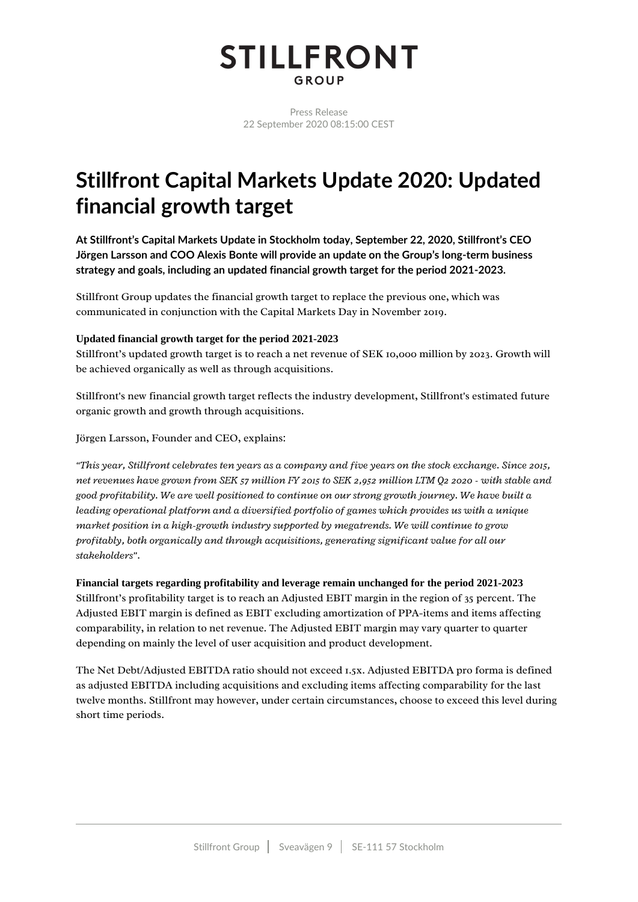# STILLFRONT

GROUP

Press Release
22 September 2020 08:15:00 CEST

# Stillfront Capital Markets Update 2020: Updated financial growth target

**At Stillfront's Capital Markets Update in Stockholm today, September 22, 2020, Stillfront's CEO Jörgen Larsson and COO Alexis Bonte will provide an update on the Group's long-term business strategy and goals, including an updated financial growth target for the period 2021-2023.**

Stillfront Group updates the financial growth target to replace the previous one, which was communicated in conjunction with the Capital Markets Day in November 2019.

**Updated financial growth target for the period 2021-2023**
Stillfront's updated growth target is to reach a net revenue of SEK 10,000 million by 2023. Growth will be achieved organically as well as through acquisitions.

Stillfront's new financial growth target reflects the industry development, Stillfront's estimated future organic growth and growth through acquisitions.

Jörgen Larsson, Founder and CEO, explains:

*"This year, Stillfront celebrates ten years as a company and five years on the stock exchange. Since 2015, net revenues have grown from SEK 57 million FY 2015 to SEK 2,952 million LTM Q2 2020 - with stable and good profitability. We are well positioned to continue on our strong growth journey. We have built a leading operational platform and a diversified portfolio of games which provides us with a unique market position in a high-growth industry supported by megatrends. We will continue to grow profitably, both organically and through acquisitions, generating significant value for all our stakeholders".*

**Financial targets regarding profitability and leverage remain unchanged for the period 2021-2023**
Stillfront's profitability target is to reach an Adjusted EBIT margin in the region of 35 percent. The Adjusted EBIT margin is defined as EBIT excluding amortization of PPA-items and items affecting comparability, in relation to net revenue. The Adjusted EBIT margin may vary quarter to quarter depending on mainly the level of user acquisition and product development.

The Net Debt/Adjusted EBITDA ratio should not exceed 1.5x. Adjusted EBITDA pro forma is defined as adjusted EBITDA including acquisitions and excluding items affecting comparability for the last twelve months. Stillfront may however, under certain circumstances, choose to exceed this level during short time periods.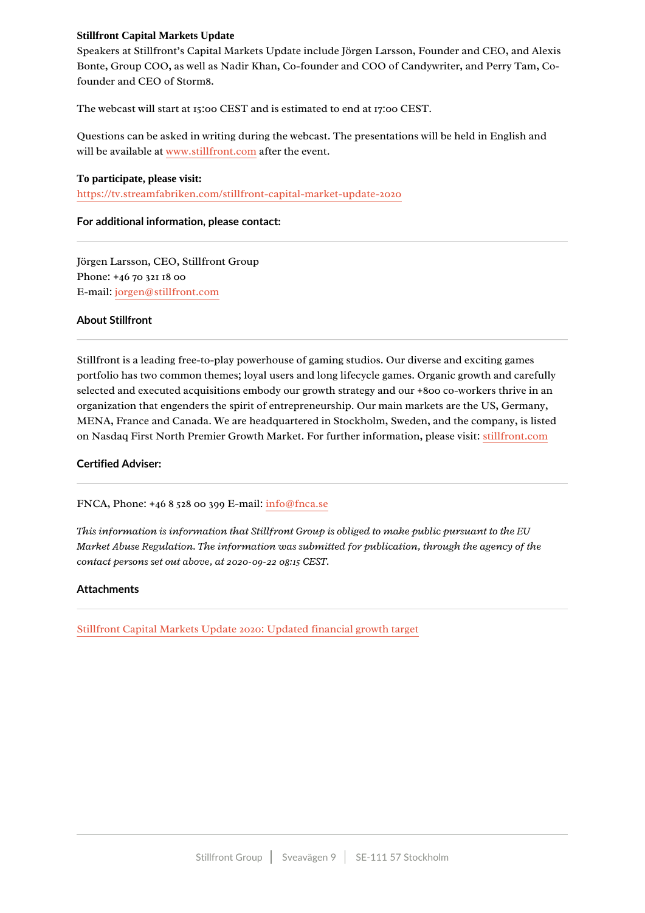**Stillfront Capital Markets Update**

Speakers at Stillfront's Capital Markets Update include Jörgen Larsson, Founder and CEO, and Alexis Bonte, Group COO, as well as Nadir Khan, Co-founder and COO of Candywriter, and Perry Tam, Co-founder and CEO of Storm8.

The webcast will start at 15:00 CEST and is estimated to end at 17:00 CEST.

Questions can be asked in writing during the webcast. The presentations will be held in English and will be available at www.stillfront.com after the event.

**To participate, please visit:**
https://tv.streamfabriken.com/stillfront-capital-market-update-2020

### For additional information, please contact:

Jörgen Larsson, CEO, Stillfront Group
Phone: +46 70 321 18 00
E-mail: jorgen@stillfront.com

### About Stillfront

Stillfront is a leading free-to-play powerhouse of gaming studios. Our diverse and exciting games portfolio has two common themes; loyal users and long lifecycle games. Organic growth and carefully selected and executed acquisitions embody our growth strategy and our +800 co-workers thrive in an organization that engenders the spirit of entrepreneurship. Our main markets are the US, Germany, MENA, France and Canada. We are headquartered in Stockholm, Sweden, and the company, is listed on Nasdaq First North Premier Growth Market. For further information, please visit: stillfront.com

### Certified Adviser:

FNCA, Phone: +46 8 528 00 399 E-mail: info@fnca.se

*This information is information that Stillfront Group is obliged to make public pursuant to the EU Market Abuse Regulation. The information was submitted for publication, through the agency of the contact persons set out above, at 2020-09-22 08:15 CEST.*

### Attachments

Stillfront Capital Markets Update 2020: Updated financial growth target